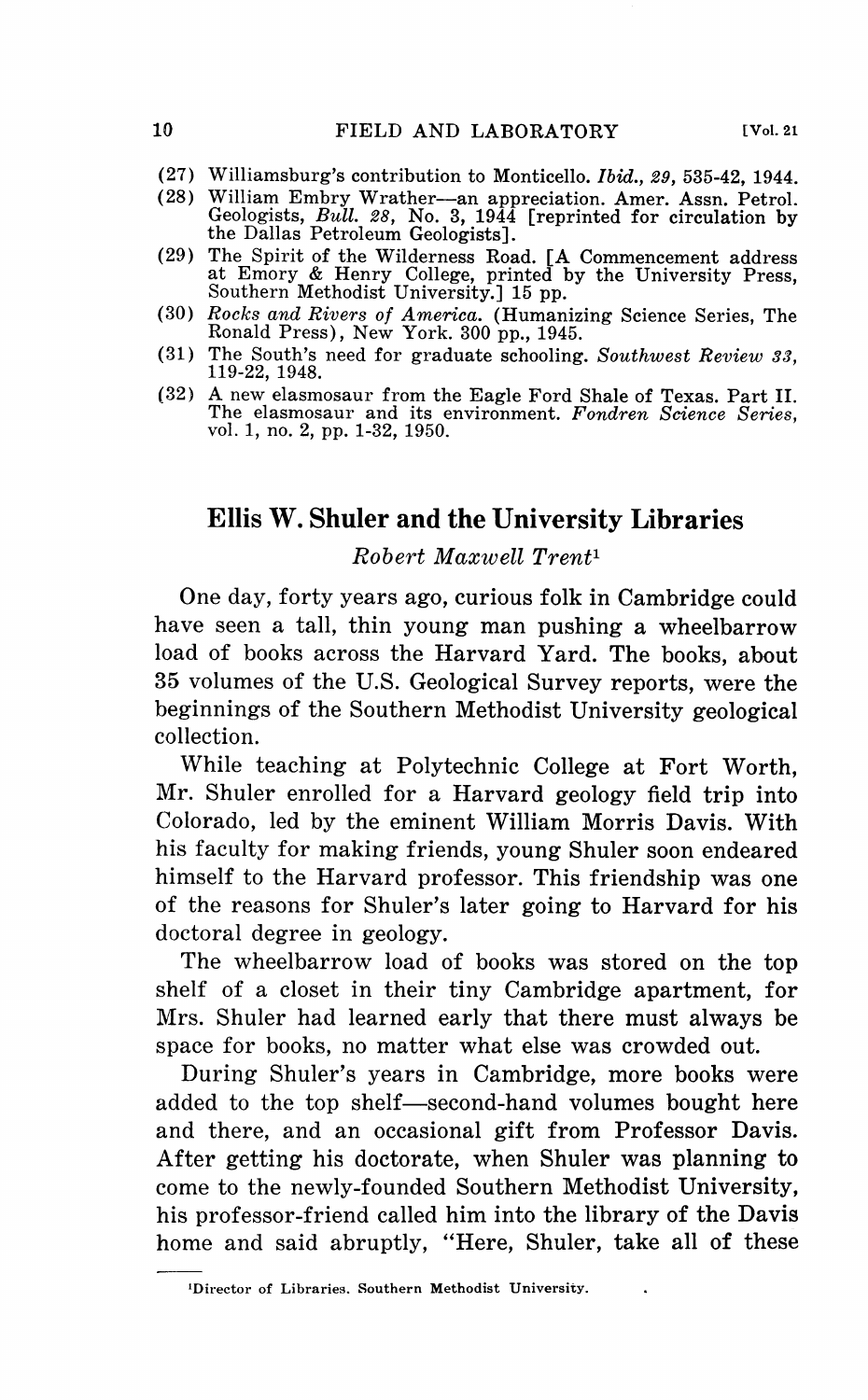(27) Williamsburg's contribution to Monticello. *Ibid., 29*, 535-42, 1944.

(28) William Embry Wrather—an appreciation. Amer. Assn. Petrol. Geologists, *Bull. 28*, No. 3, 1944 [reprinted for circulation by the Dallas Petroleum Geologists].

(29) The Spirit of the Wilderness Road. [A Commencement address at Emory & Henry College, printed by the University Press, Southern Methodist University.] 15 pp.

(30) *Rocks and Rivers of America.* (Humanizing Science Series, The Ronald Press), New York. 300 pp., 1945.

(31) The South's need for graduate schooling. *Southwest Review 33*, 119-22, 1948.

(32) A new elasmosaur from the Eagle Ford Shale of Texas. Part II. The elasmosaur and its environment. *Fondren Science Series*, vol. 1, no. 2, pp. 1-32, 1950.

## Ellis W. Shuler and the University Libraries

*Robert Maxwell Trent*[1]

One day, forty years ago, curious folk in Cambridge could have seen a tall, thin young man pushing a wheelbarrow load of books across the Harvard Yard. The books, about 35 volumes of the U.S. Geological Survey reports, were the beginnings of the Southern Methodist University geological collection.

While teaching at Polytechnic College at Fort Worth, Mr. Shuler enrolled for a Harvard geology field trip into Colorado, led by the eminent William Morris Davis. With his faculty for making friends, young Shuler soon endeared himself to the Harvard professor. This friendship was one of the reasons for Shuler's later going to Harvard for his doctoral degree in geology.

The wheelbarrow load of books was stored on the top shelf of a closet in their tiny Cambridge apartment, for Mrs. Shuler had learned early that there must always be space for books, no matter what else was crowded out.

During Shuler's years in Cambridge, more books were added to the top shelf—second-hand volumes bought here and there, and an occasional gift from Professor Davis. After getting his doctorate, when Shuler was planning to come to the newly-founded Southern Methodist University, his professor-friend called him into the library of the Davis home and said abruptly, "Here, Shuler, take all of these

[1] Director of Libraries. Southern Methodist University.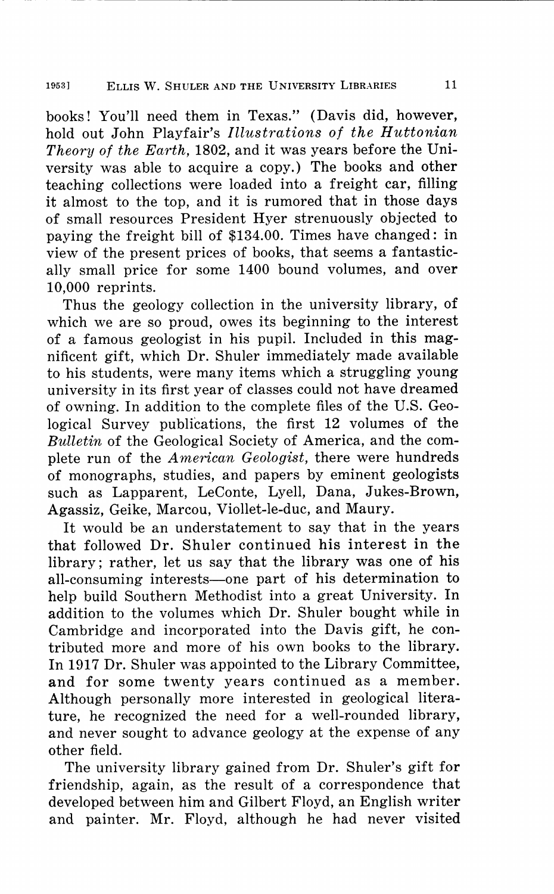books! You'll need them in Texas." (Davis did, however, hold out John Playfair's *Illustrations of the Huttonian Theory of the Earth*, 1802, and it was years before the University was able to acquire a copy.) The books and other teaching collections were loaded into a freight car, filling it almost to the top, and it is rumored that in those days of small resources President Hyer strenuously objected to paying the freight bill of $134.00. Times have changed: in view of the present prices of books, that seems a fantastically small price for some 1400 bound volumes, and over 10,000 reprints.

Thus the geology collection in the university library, of which we are so proud, owes its beginning to the interest of a famous geologist in his pupil. Included in this magnificent gift, which Dr. Shuler immediately made available to his students, were many items which a struggling young university in its first year of classes could not have dreamed of owning. In addition to the complete files of the U.S. Geological Survey publications, the first 12 volumes of the *Bulletin* of the Geological Society of America, and the complete run of the *American Geologist*, there were hundreds of monographs, studies, and papers by eminent geologists such as Lapparent, LeConte, Lyell, Dana, Jukes-Brown, Agassiz, Geike, Marcou, Viollet-le-duc, and Maury.

It would be an understatement to say that in the years that followed Dr. Shuler continued his interest in the library; rather, let us say that the library was one of his all-consuming interests—one part of his determination to help build Southern Methodist into a great University. In addition to the volumes which Dr. Shuler bought while in Cambridge and incorporated into the Davis gift, he contributed more and more of his own books to the library. In 1917 Dr. Shuler was appointed to the Library Committee, and for some twenty years continued as a member. Although personally more interested in geological literature, he recognized the need for a well-rounded library, and never sought to advance geology at the expense of any other field.

The university library gained from Dr. Shuler's gift for friendship, again, as the result of a correspondence that developed between him and Gilbert Floyd, an English writer and painter. Mr. Floyd, although he had never visited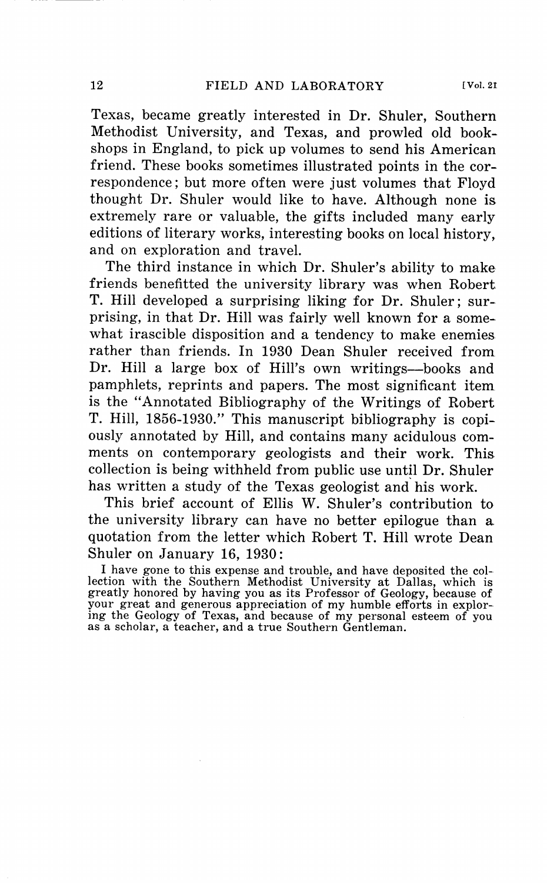Texas, became greatly interested in Dr. Shuler, Southern Methodist University, and Texas, and prowled old bookshops in England, to pick up volumes to send his American friend. These books sometimes illustrated points in the correspondence; but more often were just volumes that Floyd thought Dr. Shuler would like to have. Although none is extremely rare or valuable, the gifts included many early editions of literary works, interesting books on local history, and on exploration and travel.

The third instance in which Dr. Shuler's ability to make friends benefitted the university library was when Robert T. Hill developed a surprising liking for Dr. Shuler; surprising, in that Dr. Hill was fairly well known for a somewhat irascible disposition and a tendency to make enemies rather than friends. In 1930 Dean Shuler received from Dr. Hill a large box of Hill's own writings—books and pamphlets, reprints and papers. The most significant item is the "Annotated Bibliography of the Writings of Robert T. Hill, 1856-1930." This manuscript bibliography is copiously annotated by Hill, and contains many acidulous comments on contemporary geologists and their work. This collection is being withheld from public use until Dr. Shuler has written a study of the Texas geologist and his work.

This brief account of Ellis W. Shuler's contribution to the university library can have no better epilogue than a quotation from the letter which Robert T. Hill wrote Dean Shuler on January 16, 1930:

> I have gone to this expense and trouble, and have deposited the collection with the Southern Methodist University at Dallas, which is greatly honored by having you as its Professor of Geology, because of your great and generous appreciation of my humble efforts in exploring the Geology of Texas, and because of my personal esteem of you as a scholar, a teacher, and a true Southern Gentleman.